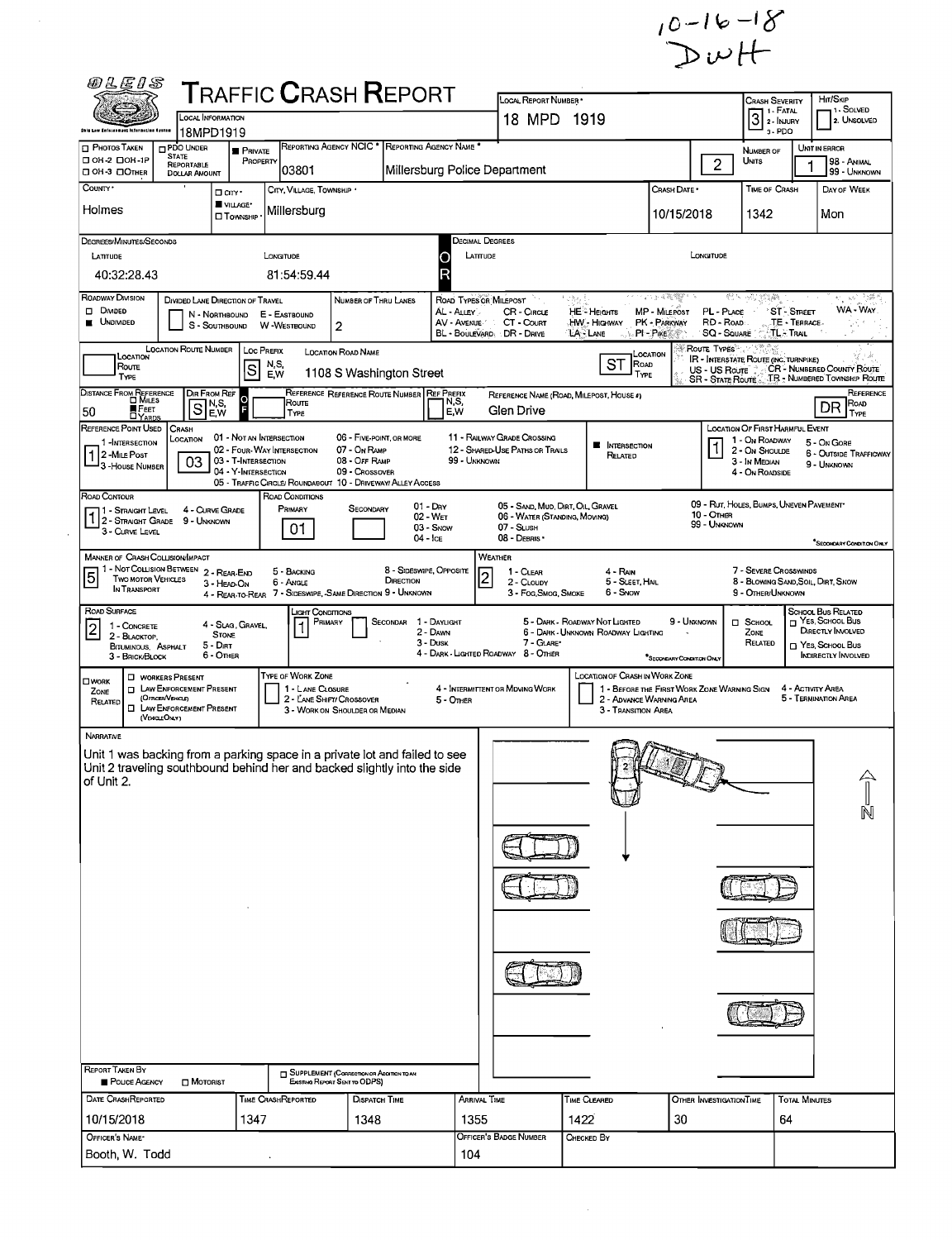10-16-18
DWH

# TRAFFIC CRASH REPORT

| Field | Value |
|---|---|
| Local Information | 18MPD1919 |
| Local Report Number | 18 MPD 1919 |
| Crash Severity | 3 (1 - Fatal, 2 - Injury, 3 - PDO) |
| Hit/Skip | (1 - Solved, 2. Unsolved) |
| Photos Taken | ☐ |
| PDO Under State Reportable Dollar Amount | ☐ |
| Private Property | ■ |
| Reporting Agency NCIC | 03801 |
| Reporting Agency Name | Millersburg Police Department |
| Number of Units | 2 |
| Unit in Error | 1 |
| County | Holmes |
| City, Village, Township | ■ Village - Millersburg |
| Crash Date | 10/15/2018 |
| Time of Crash | 1342 |
| Day of Week | Mon |

**Degrees/Minutes/Seconds**

| Latitude | Longitude |
|---|---|
| 40:32:28.43 | 81:54:59.44 |

**Roadway Division:** ■ Undivided

**Number of Thru Lanes:** 2

**Location Route Prefix:** S

**Location Road Name:** 1108 S Washington Street

**Location Road Type:** ST

**Distance From Reference:** 50 ■ Feet

**Dir From Ref:** S

**Reference Name (Road, Milepost, House #):** Glen Drive

**Reference Road Type:** DR

**Reference Point Used:** 1 - Intersection

**Crash Location:** 03 (03 - T-Intersection)

**Location of First Harmful Event:** 1 (1 - On Roadway)

**Road Contour:** 1 (1 - Straight Level)

**Road Conditions – Primary:** 01

**Manner of Crash Collision/Impact:** 5 (5 - Backing)

**Weather:** 2 (2 - Cloudy)

**Road Surface:** 2 (2 - Blacktop, Bituminous, Asphalt)

**Light Conditions – Primary:** 1 (1 - Daylight)

## NARRATIVE

Unit 1 was backing from a parking space in a private lot and failed to see Unit 2 traveling southbound behind her and backed slightly into the side of Unit 2.

**Report Taken By:** ■ Police Agency

| Date Crash Reported | Time Crash Reported | Dispatch Time | Arrival Time | Time Cleared | Other Investigation Time | Total Minutes |
|---|---|---|---|---|---|---|
| 10/15/2018 | 1347 | 1348 | 1355 | 1422 | 30 | 64 |

| Officer's Name | Officer's Badge Number | Checked By |
|---|---|---|
| Booth, W. Todd | 104 | |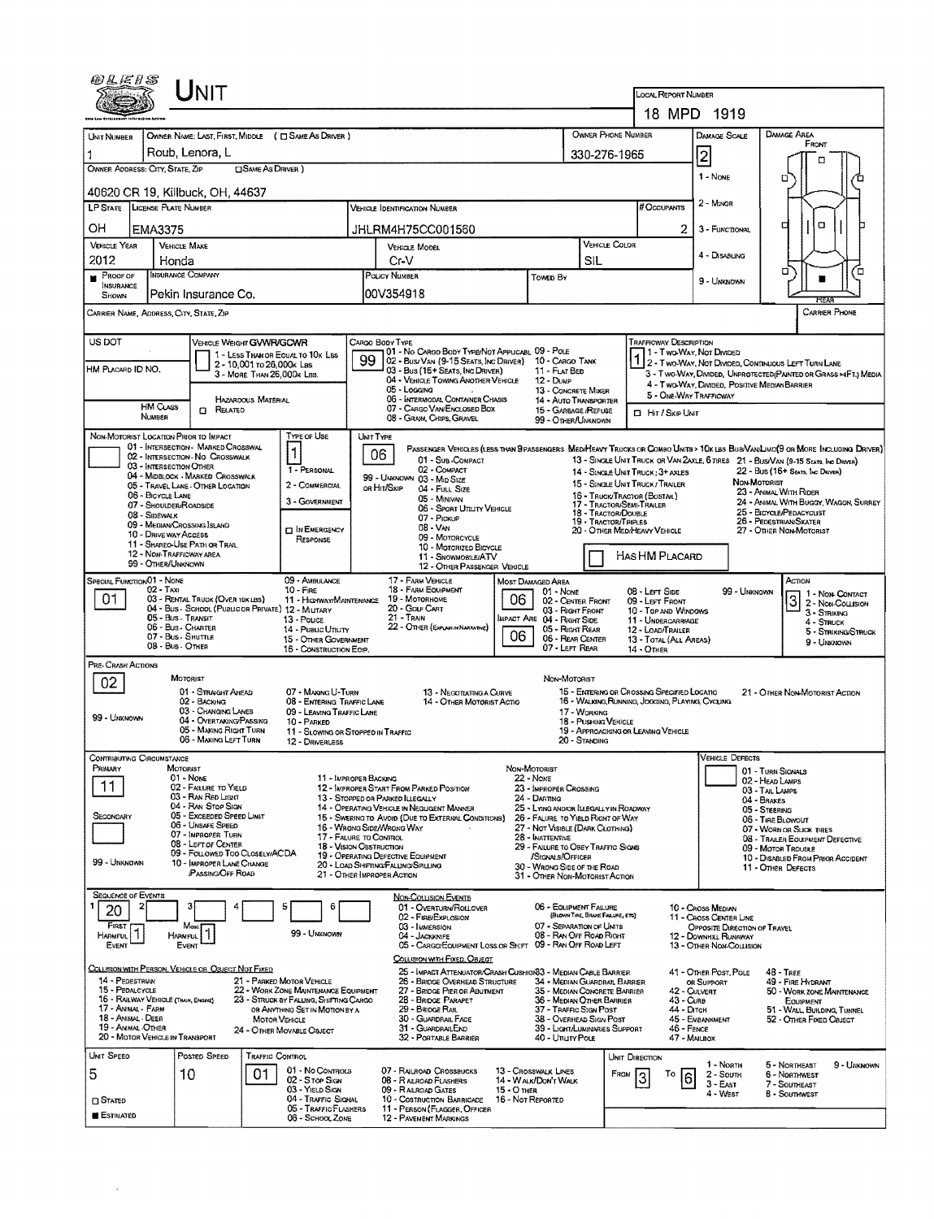# UNIT

**LOCAL REPORT NUMBER:** 18 MPD 1919

| Field | Value |
|---|---|
| UNIT NUMBER | 1 |
| OWNER NAME: LAST, FIRST, MIDDLE ( ☐ SAME AS DRIVER ) | Roub, Lenora, L |
| OWNER PHONE NUMBER | 330-276-1965 |
| DAMAGE SCALE | 2 |
| OWNER ADDRESS: CITY, STATE, ZIP ( ☐ SAME AS DRIVER ) | 40620 CR 19, Killbuck, OH, 44637 |
| LP STATE | OH |
| LICENSE PLATE NUMBER | EMA3375 |
| VEHICLE IDENTIFICATION NUMBER | JHLRM4H75CC001560 |
| # OCCUPANTS | 2 |
| VEHICLE YEAR | 2012 |
| VEHICLE MAKE | Honda |
| VEHICLE MODEL | Cr-V |
| VEHICLE COLOR | SIL |
| PROOF OF INSURANCE SHOWN | ■ |
| INSURANCE COMPANY | Pekin Insurance Co. |
| POLICY NUMBER | 00V354918 |
| TOWED BY | |
| CARRIER NAME, ADDRESS, CITY, STATE, ZIP | |
| CARRIER PHONE | |

DAMAGE SCALE: 1 - NONE, 2 - MINOR, 3 - FUNCTIONAL, 4 - DISABLING, 9 - UNKNOWN

DAMAGE AREA: FRONT / REAR (marked at rear)

US DOT:

VEHICLE WEIGHT GVWR/GCWR: 1 - LESS THAN OR EQUAL TO 10K LBS; 2 - 10,001 TO 26,000K LBS; 3 - MORE THAN 26,000K LBS.

HM PLACARD ID NO.:

HM CLASS NUMBER: ☐ RELATED — HAZARDOUS MATERIAL

CARGO BODY TYPE: **99** — 01 - NO CARGO BODY TYPE/NOT APPLICABLE; 02 - BUS/VAN (9-15 SEATS, INC DRIVER); 03 - BUS (16+ SEATS, INC DRIVER); 04 - VEHICLE TOWING ANOTHER VEHICLE; 05 - LOGGING; 06 - INTERMODAL CONTAINER CHASSIS; 07 - CARGO VAN/ENCLOSED BOX; 08 - GRAIN, CHIPS, GRAVEL; 09 - POLE; 10 - CARGO TANK; 11 - FLAT BED; 12 - DUMP; 13 - CONCRETE MIXER; 14 - AUTO TRANSPORTER; 15 - GARBAGE/REFUSE; 99 - OTHER/UNKNOWN

TRAFFICWAY DESCRIPTION: **1** — 1 - TWO-WAY, NOT DIVIDED; 2 - TWO-WAY, NOT DIVIDED, CONTINUOUS LEFT TURN LANE; 3 - TWO-WAY, DIVIDED, UNPROTECTED (PAINTED OR GRASS >4FT.) MEDIA; 4 - TWO-WAY, DIVIDED, POSITIVE MEDIAN BARRIER; 5 - ONE-WAY TRAFFICWAY; ☐ HIT / SKIP UNIT

NON-MOTORIST LOCATION PRIOR TO IMPACT: 01 - INTERSECTION - MARKED CROSSWALK; 02 - INTERSECTION - NO CROSSWALK; 03 - INTERSECTION OTHER; 04 - MIDBLOCK - MARKED CROSSWALK; 05 - TRAVEL LANE - OTHER LOCATION; 06 - BICYCLE LANE; 07 - SHOULDER/ROADSIDE; 08 - SIDEWALK; 09 - MEDIAN/CROSSING ISLAND; 10 - DRIVE WAY ACCESS; 11 - SHARED-USE PATH OR TRAIL; 12 - NON-TRAFFICWAY AREA; 99 - OTHER/UNKNOWN

TYPE OF USE: **1** — 1 - PERSONAL; 2 - COMMERCIAL; 3 - GOVERNMENT; ☐ IN EMERGENCY RESPONSE

UNIT TYPE: **06** — PASSENGER VEHICLES (LESS THAN 9 PASSENGERS MED/HEAVY TRUCKS OR COMBO UNITS > 10K LBS BUS/VAN/LIMO (9 OR MORE INCLUDING DRIVER): 01 - SUB-COMPACT; 02 - COMPACT; 99 - UNKNOWN 03 - MID SIZE; OR HIT/SKIP 04 - FULL SIZE; 05 - MINIVAN; 06 - SPORT UTILITY VEHICLE; 07 - PICKUP; 08 - VAN; 09 - MOTORCYCLE; 10 - MOTORIZED BICYCLE; 11 - SNOWMOBILE/ATV; 12 - OTHER PASSENGER VEHICLE; 13 - SINGLE UNIT TRUCK OR VAN 2AXLE, 6 TIRES; 14 - SINGLE UNIT TRUCK; 3+ AXLES; 15 - SINGLE UNIT TRUCK / TRAILER; 16 - TRUCK/TRACTOR (BOBTAIL); 17 - TRACTOR/SEMI-TRAILER; 18 - TRACTOR/DOUBLE; 19 - TRACTOR/TRIPLES; 20 - OTHER MED/HEAVY VEHICLE; 21 - BUS/VAN (9-15 SEATS, INC DRIVER); 22 - BUS (16+ SEATS, INC DRIVER); NON-MOTORIST: 23 - ANIMAL WITH RIDER; 24 - ANIMAL WITH BUGGY, WAGON, SURREY; 25 - BICYCLE/PEDACYCLIST; 26 - PEDESTRIAN/SKATER; 27 - OTHER NON-MOTORIST; ☐ HAS HM PLACARD

SPECIAL FUNCTION: **01** — 01 - NONE; 02 - TAXI; 03 - RENTAL TRUCK (OVER 10K LBS); 04 - BUS - SCHOOL (PUBLIC OR PRIVATE); 05 - BUS - TRANSIT; 06 - BUS - CHARTER; 07 - BUS - SHUTTLE; 08 - BUS - OTHER; 09 - AMBULANCE; 10 - FIRE; 11 - HIGHWAY/MAINTENANCE; 12 - MILITARY; 13 - POLICE; 14 - PUBLIC UTILITY; 15 - OTHER GOVERNMENT; 16 - CONSTRUCTION EQIP.; 17 - FARM VEHICLE; 18 - FARM EQUIPMENT; 19 - MOTORHOME; 20 - GOLF CART; 21 - TRAIN; 22 - OTHER (EXPLAIN IN NARRATIVE)

MOST DAMAGED AREA: **06**; IMPACT AREA: **06** — 01 - NONE; 02 - CENTER FRONT; 03 - RIGHT FRONT; 04 - RIGHT SIDE; 05 - RIGHT REAR; 06 - REAR CENTER; 07 - LEFT REAR; 08 - LEFT SIDE; 09 - LEFT FRONT; 10 - TOP AND WINDOWS; 11 - UNDERCARRIAGE; 12 - LOAD/TRAILER; 13 - TOTAL (ALL AREAS); 14 - OTHER; 99 - UNKNOWN

ACTION: **3** — 1 - NON-CONTACT; 2 - NON-COLLISION; 3 - STRIKING; 4 - STRUCK; 5 - STRIKING/STRUCK; 9 - UNKNOWN

PRE-CRASH ACTIONS: **02** — MOTORIST: 01 - STRAIGHT AHEAD; 02 - BACKING; 03 - CHANGING LANES; 04 - OVERTAKING/PASSING; 05 - MAKING RIGHT TURN; 06 - MAKING LEFT TURN; 07 - MAKING U-TURN; 08 - ENTERING TRAFFIC LANE; 09 - LEAVING TRAFFIC LANE; 10 - PARKED; 11 - SLOWING OR STOPPED IN TRAFFIC; 12 - DRIVERLESS; 13 - NEGOTIATING A CURVE; 14 - OTHER MOTORIST ACTIO; 99 - UNKNOWN. NON-MOTORIST: 15 - ENTERING OR CROSSING SPECIFIED LOCATIO; 16 - WALKING, RUNNING, JOGGING, PLAYING, CYCLING; 17 - WORKING; 18 - PUSHING VEHICLE; 19 - APPROACHING OR LEAVING VEHICLE; 20 - STANDING; 21 - OTHER NON-MOTORIST ACTION

CONTRIBUTING CIRCUMSTANCE: PRIMARY **11**; SECONDARY — MOTORIST: 01 - NONE; 02 - FAILURE TO YIELD; 03 - RAN RED LIGHT; 04 - RAN STOP SIGN; 05 - EXCEEDED SPEED LIMIT; 06 - UNSAFE SPEED; 07 - IMPROPER TURN; 08 - LEFT OF CENTER; 09 - FOLLOWED TOO CLOSELY/ACDA; 10 - IMPROPER LANE CHANGE /PASSING/OFF ROAD; 11 - IMPROPER BACKING; 12 - IMPROPER START FROM PARKED POSITION; 13 - STOPPED OR PARKED ILLEGALLY; 14 - OPERATING VEHICLE IN NEGLIGENT MANNER; 15 - SWERING TO AVOID (DUE TO EXTERNAL CONDITIONS); 16 - WRONG SIDE/WRONG WAY; 17 - FAILURE TO CONTROL; 18 - VISION OBSTRUCTION; 19 - OPERATING DEFECTIVE EQUIPMENT; 20 - LOAD SHIFTING/FALLING/SPILLING; 21 - OTHER IMPROPER ACTION; 99 - UNKNOWN. NON-MOTORIST: 22 - NONE; 23 - IMPROPER CROSSING; 24 - DARTING; 25 - LYING AND/OR ILLEGALLY IN ROADWAY; 26 - FAILURE TO YIELD RIGHT OF WAY; 27 - NOT VISIBLE (DARK CLOTHING); 28 - INATTENTIVE; 29 - FAILURE TO OBEY TRAFFIC SIGNS /SIGNALS/OFFICER; 30 - WRONG SIDE OF THE ROAD; 31 - OTHER NON-MOTORIST ACTION

VEHICLE DEFECTS: 01 - TURN SIGNALS; 02 - HEAD LAMPS; 03 - TAIL LAMPS; 04 - BRAKES; 05 - STEERING; 06 - TIRE BLOWOUT; 07 - WORN OR SLICK TIRES; 08 - TRAILER EQUIPMENT DEFECTIVE; 09 - MOTOR TROUBLE; 10 - DISABLED FROM PRIOR ACCIDENT; 11 - OTHER DEFECTS

SEQUENCE OF EVENTS: 1: **20**; 2; 3; 4; 5; 6; FIRST HARMFUL EVENT: **1**; MOST HARMFUL EVENT: **1**; 99 - UNKNOWN

NON-COLLISION EVENTS: 01 - OVERTURN/ROLLOVER; 02 - FIRE/EXPLOSION; 03 - IMMERSION; 04 - JACKKNIFE; 05 - CARGO/EQUIPMENT LOSS OR SHIFT; 06 - EQUIPMENT FAILURE (BLOWN TIRE, BRAKE FAILURE, ETC); 07 - SEPARATION OF UNITS; 08 - RAN OFF ROAD RIGHT; 09 - RAN OFF ROAD LEFT; 10 - CROSS MEDIAN; 11 - CROSS CENTER LINE OPPOSITE DIRECTION OF TRAVEL; 12 - DOWNHILL RUNAWAY; 13 - OTHER NON-COLLISION

COLLISION WITH PERSON, VEHICLE OR OBJECT NOT FIXED: 14 - PEDESTRIAN; 15 - PEDALCYCLE; 16 - RAILWAY VEHICLE (TRAIN, ENGINE); 17 - ANIMAL - FARM; 18 - ANIMAL - DEER; 19 - ANIMAL -OTHER; 20 - MOTOR VEHICLE IN TRANSPORT; 21 - PARKED MOTOR VEHICLE; 22 - WORK ZONE MAINTENANCE EQUIPMENT; 23 - STRUCK BY FALLING, SHIFTING CARGO OR ANYTHING SET IN MOTION BY A MOTOR VEHICLE; 24 - OTHER MOVABLE OBJECT

COLLISION WITH FIXED, OBJECT: 25 - IMPACT ATTENUATOR/CRASH CUSHION; 26 - BRIDGE OVERHEAD STRUCTURE; 27 - BRIDGE PIER OR ABUTMENT; 28 - BRIDGE PARAPET; 29 - BRIDGE RAIL; 30 - GUARDRAIL FACE; 31 - GUARDRAIL END; 32 - PORTABLE BARRIER; 33 - MEDIAN CABLE BARRIER; 34 - MEDIAN GUARDRAIL BARRIER; 35 - MEDIAN CONCRETE BARRIER; 36 - MEDIAN OTHER BARRIER; 37 - TRAFFIC SIGN POST; 38 - OVERHEAD SIGN POST; 39 - LIGHT/LUMINARIES SUPPORT; 40 - UTILITY POLE; 41 - OTHER POST, POLE OR SUPPORT; 42 - CULVERT; 43 - CURB; 44 - DITCH; 45 - EMBANKMENT; 46 - FENCE; 47 - MAILBOX; 48 - TREE; 49 - FIRE HYDRANT; 50 - WORK ZONE MAINTENANCE EQUIPMENT; 51 - WALL, BUILDING, TUNNEL; 52 - OTHER FIXED OBJECT

UNIT SPEED: **5**; POSTED SPEED: **10**; ☐ STATED; ■ ESTIMATED

TRAFFIC CONTROL: **01** — 01 - NO CONTROLS; 02 - STOP SIGN; 03 - YIELD SIGN; 04 - TRAFFIC SIGNAL; 05 - TRAFFIC FLASHERS; 06 - SCHOOL ZONE; 07 - RAILROAD CROSSBUCKS; 08 - RAILROAD FLASHERS; 09 - RAILROAD GATES; 10 - COSTRUCTION BARRICADE; 11 - PERSON (FLAGGER, OFFICER; 12 - PAVEMENT MARKINGS; 13 - CROSSWALK LINES; 14 - WALK/DON'T WALK; 15 - OTHER; 16 - NOT REPORTED

UNIT DIRECTION: FROM **3** TO **6** — 1 - NORTH; 2 - SOUTH; 3 - EAST; 4 - WEST; 5 - NORTHEAST; 6 - NORTHWEST; 7 - SOUTHEAST; 8 - SOUTHWEST; 9 - UNKNOWN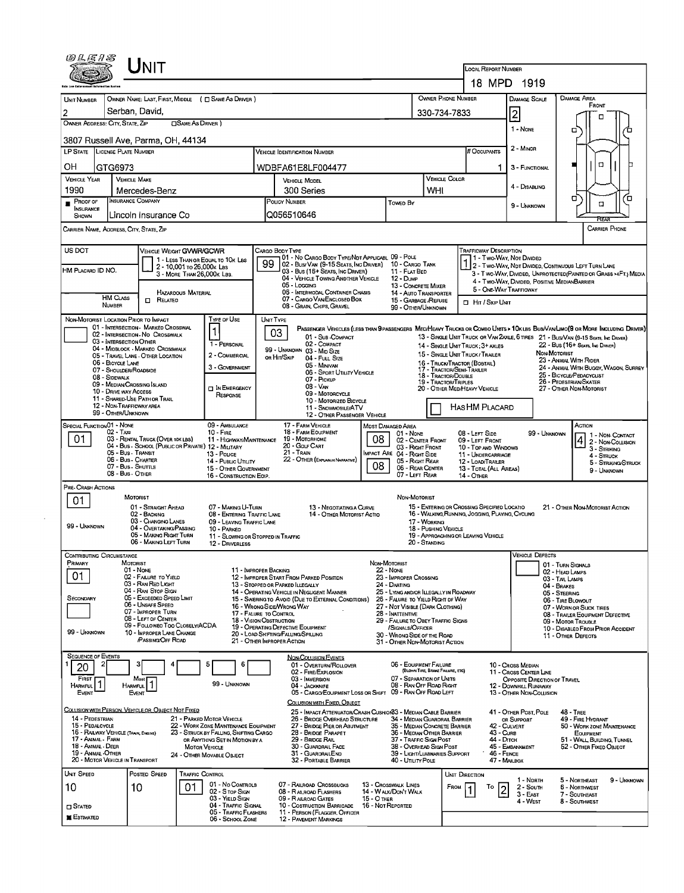# UNIT

**Local Report Number:** 18 MPD 1919

| Unit Number | Owner Name: Last, First, Middle ( ☐ Same As Driver ) | Owner Phone Number | Damage Scale | Damage Area |
|---|---|---|---|---|
| 2 | Serban, David, | 330-734-7833 | 2 | Front |

**Owner Address: City, State, Zip** ☐ Same As Driver )
3807 Russell Ave, Parma, OH, 44134

Damage Scale: 1 - None; 2 - Minor; 3 - Functional; 4 - Disabling; 9 - Unknown

| LP State | License Plate Number | Vehicle Identification Number | # Occupants |
|---|---|---|---|
| OH | GTG6973 | WDBFA61E8LF004477 | 1 |

| Vehicle Year | Vehicle Make | Vehicle Model | Vehicle Color |
|---|---|---|---|
| 1990 | Mercedes-Benz | 300 Series | WHI |

| Proof of Insurance Shown | Insurance Company | Policy Number | Towed By |
|---|---|---|---|
| ■ | Lincoln Insurance Co | Q056510646 | |

Carrier Name, Address, City, State, Zip — Carrier Phone

**US DOT** — **Vehicle Weight GVWR/GCWR:** 1 - Less Than or Equal to 10k Lbs; 2 - 10,001 to 26,000k Lbs; 3 - More Than 26,000k Lbs.

**HM Placard ID No.** — HM Class Number; ☐ Hazardous Material Related

**Cargo Body Type:** 99
01 - No Cargo Body Type/Not Applicabl; 02 - Bus/Van (9-15 Seats, Inc Driver); 03 - Bus (16+ Seats, Inc Driver); 04 - Vehicle Towing Another Vehicle; 05 - Logging; 06 - Intermodal Container Chasis; 07 - Cargo Van/Enclosed Box; 08 - Grain, Chips, Gravel; 09 - Pole; 10 - Cargo Tank; 11 - Flat Bed; 12 - Dump; 13 - Concrete Mixer; 14 - Auto Transporter; 15 - Garbage /Refuse; 99 - Other/Unknown

**Trafficway Description:** 1
1 - Two-Way, Not Divided; 2 - Two-Way, Not Divided, Continuous Left Turn Lane; 3 - Two-Way, Divided, Unprotected(Painted or Grass >4Ft.) Media; 4 - Two-Way, Divided, Positive MedianBarrier; 5 - One-Way Trafficway
☐ Hit / Skip Unit

**Non-Motorist Location Prior to Impact:** 01 - Intersection - Marked Crosswal; 02 - Intersection - No Crosswalk; 03 - Intersection Other; 04 - Midblock - Marked Crosswalk; 05 - Travel Lane - Other Location; 06 - Bicycle Lane; 07 - Shoulder/Roadside; 08 - Sidewalk; 09 - Median/Crossing Island; 10 - Drive way Access; 11 - Shared-Use Path or Trail; 12 - Non-Trafficway Area; 99 - Other/Unknown

**Type of Use:** 1
1 - Personal; 2 - Commercial; 3 - Government; ☐ In Emergency Response

**Unit Type:** 03
Passenger Vehicles (less than 9 passengers): 01 - Sub-Compact; 02 - Compact; 99 - Unknown 03 - Mid Size or Hit/Skip; 04 - Full Size; 05 - Minivan; 06 - Sport Utility Vehicle; 07 - Pickup; 08 - Van; 09 - Motorcycle; 10 - Motorized Bicycle; 11 - Snowmobile/ATV; 12 - Other Passenger Vehicle
Med/Heavy Trucks or Combo Units > 10k lbs: 13 - Single Unit Truck or Van 2axle, 6 tires; 14 - Single Unit Truck; 3+ axles; 15 - Single Unit Truck / Trailer; 16 - Truck/Tractor (Bobtail); 17 - Tractor/Semi-Trailer; 18 - Tractor/Double; 19 - Tractor/Triples; 20 - Other Med/Heavy Vehicle
Bus/Van/Limo (9 or More Including Driver): 21 - Bus/Van (9-15 Seats, Inc Driver); 22 - Bus (16+ Seats, Inc Driver)
Non-Motorist: 23 - Animal With Rider; 24 - Animal With Buggy, Wagon, Surrey; 25 - Bicycle/Pedacyclist; 26 - Pedestrian/Skater; 27 - Other Non-Motorist
☐ Has HM Placard

**Special Function:** 01
01 - None; 02 - Taxi; 03 - Rental Truck (Over 10k lbs); 04 - Bus - School (Public or Private); 05 - Bus - Transit; 06 - Bus - Charter; 07 - Bus - Shuttle; 08 - Bus - Other; 09 - Ambulance; 10 - Fire; 11 - Highway/Maintenance; 12 - Military; 13 - Police; 14 - Public Utility; 15 - Other Government; 16 - Construction Eqip.; 17 - Farm Vehicle; 18 - Farm Equipment; 19 - Motorhome; 20 - Golf Cart; 21 - Train; 22 - Other (Explain in Narrative)

**Most Damaged Area:** 08 — **Impact Area:** 08
01 - None; 02 - Center Front; 03 - Right Front; 04 - Right Side; 05 - Right Rear; 06 - Rear Center; 07 - Left Rear; 08 - Left Side; 09 - Left Front; 10 - Top and Windows; 11 - Undercarriage; 12 - Load/Trailer; 13 - Total (All Areas); 14 - Other; 99 - Unknown

**Action:** 4
1 - Non-Contact; 2 - Non-Collision; 3 - Striking; 4 - Struck; 5 - Striking/Struck; 9 - Unknown

**Pre-Crash Actions:** 01
Motorist: 01 - Straight Ahead; 02 - Backing; 03 - Changing Lanes; 04 - Overtaking/Passing; 05 - Making Right Turn; 06 - Making Left Turn; 07 - Making U-Turn; 08 - Entering Traffic Lane; 09 - Leaving Traffic Lane; 10 - Parked; 11 - Slowing or Stopped in Traffic; 12 - Driverless; 13 - Negotiating a Curve; 14 - Other Motorist Actio; 99 - Unknown
Non-Motorist: 15 - Entering or Crossing Specified Locatio; 16 - Walking, Running, Jogging, Playing, Cycling; 17 - Working; 18 - Pushing Vehicle; 19 - Approaching or Leaving Vehicle; 20 - Standing; 21 - Other Non-Motorist Action

**Contributing Circumstance:** Primary: 01; Secondary: (blank)
Motorist: 01 - None; 02 - Failure to Yield; 03 - Ran Red Light; 04 - Ran Stop Sign; 05 - Exceeded Speed Limit; 06 - Unsafe Speed; 07 - Improper Turn; 08 - Left of Center; 09 - Followed Too Closely/ACDA; 10 - Improper Lane Change /Passing/Off Road; 11 - Improper Backing; 12 - Improper Start From Parked Position; 13 - Stopped or Parked Illegally; 14 - Operating Vehicle in Negligent Manner; 15 - Swering to Avoid (Due to External Conditions); 16 - Wrong Side/Wrong Way; 17 - Failure to Control; 18 - Vision Obstruction; 19 - Operating Defective Equipment; 20 - Load Shifting/Falling/Spilling; 21 - Other Improper Action; 99 - Unknown
Non-Motorist: 22 - None; 23 - Improper Crossing; 24 - Darting; 25 - Lying and/or Illegally in Roadway; 26 - Failure to Yield Right of Way; 27 - Not Visible (Dark Clothing); 28 - Inattentive; 29 - Failure to Obey Traffic Signs /Signals/Officer; 30 - Wrong Side of the Road; 31 - Other Non-Motorist Action

**Vehicle Defects:** 01 - Turn Signals; 02 - Head Lamps; 03 - Tail Lamps; 04 - Brakes; 05 - Steering; 06 - Tire Blowout; 07 - Worn or Slick Tires; 08 - Trailer Equipment Defective; 09 - Motor Trouble; 10 - Disabled From Prior Accident; 11 - Other Defects

**Sequence of Events:** 1: 20; 2–6: (blank)
First Harmful Event: 1; Most Harmful Event: 1; 99 - Unknown

Non-Collision Events: 01 - Overturn/Rollover; 02 - Fire/Explosion; 03 - Immersion; 04 - Jackknife; 05 - Cargo/Equipment Loss or Shift; 06 - Equipment Failure (Blown Tire, Brake Failure, etc); 07 - Separation of Units; 08 - Ran Off Road Right; 09 - Ran Off Road Left; 10 - Cross Median; 11 - Cross Center Line Opposite Direction of Travel; 12 - Downhill Runaway; 13 - Other Non-Collision

Collision with Person, Vehicle or Object Not Fixed: 14 - Pedestrian; 15 - Pedalcycle; 16 - Railway Vehicle (Train, Engine); 17 - Animal - Farm; 18 - Animal - Deer; 19 - Animal - Other; 20 - Motor Vehicle in Transport; 21 - Parked Motor Vehicle; 22 - Work Zone Maintenance Equipment; 23 - Struck by Falling, Shifting Cargo or Anything Set in Motion by a Motor Vehicle; 24 - Other Movable Object

Collision with Fixed, Object: 25 - Impact Attenuator/Crash Cushion; 26 - Bridge Overhead Structure; 27 - Bridge Pier or Abutment; 28 - Bridge Parapet; 29 - Bridge Rail; 30 - Guardrail Face; 31 - GuardrailEnd; 32 - Portable Barrier; 33 - Median Cable Barrier; 34 - Median Guardrail Barrier; 35 - Median Concrete Barrier; 36 - Median Other Barrier; 37 - Traffic Sign Post; 38 - Overhead Sign Post; 39 - Light/Luminaries Support; 40 - Utility Pole; 41 - Other Post, Pole or Support; 42 - Culvert; 43 - Curb; 44 - Ditch; 45 - Embankment; 46 - Fence; 47 - Mailbox; 48 - Tree; 49 - Fire Hydrant; 50 - Work Zone Maintenance Equipment; 51 - Wall, Building, Tunnel; 52 - Other Fixed Object

| Unit Speed | Posted Speed | Traffic Control | Unit Direction |
|---|---|---|---|
| 10 | 10 | 01 | From 1 To 2 |

☐ Stated; ■ Estimated

Traffic Control: 01 - No Controls; 02 - Stop Sign; 03 - Yield Sign; 04 - Traffic Signal; 05 - Traffic Flashers; 06 - School Zone; 07 - Railroad Crossbucks; 08 - Railroad Flashers; 09 - Railroad Gates; 10 - Costruction Barricade; 11 - Person (Flagger, Officer); 12 - Pavement Markings; 13 - Crosswalk Lines; 14 - Walk/Don't Walk; 15 - Other; 16 - Not Reported

Unit Direction: 1 - North; 2 - South; 3 - East; 4 - West; 5 - Northeast; 6 - Northwest; 7 - Southeast; 8 - Southwest; 9 - Unknown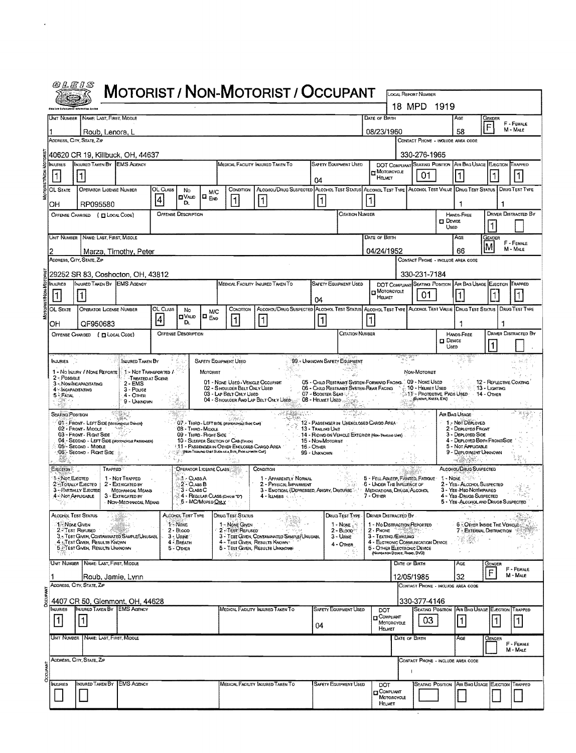# MOTORIST / NON-MOTORIST / OCCUPANT

OLEIS

LOCAL REPORT NUMBER: 18 MPD 1919

## MOTORIST/NON-MOTORIST

| UNIT NUMBER | NAME: LAST, FIRST, MIDDLE | DATE OF BIRTH | AGE | GENDER |
|---|---|---|---|---|
| 1 | Roub, Lenora, L | 08/23/1960 | 58 | F |

ADDRESS, CITY, STATE, ZIP: 40620 CR 19, Killbuck, OH, 44637

CONTACT PHONE - INCLUDE AREA CODE: 330-276-1965

| INJURIES | INJURED TAKEN BY | EMS AGENCY | MEDICAL FACILITY INJURED TAKEN TO | SAFETY EQUIPMENT USED | DOT COMPLIANT MOTORCYCLE HELMET | SEATING POSITION | AIR BAG USAGE | EJECTION | TRAPPED |
|---|---|---|---|---|---|---|---|---|---|
| 1 | 1 | | | 04 | | 01 | 1 | 1 | 1 |

| OL STATE | OPERATOR LICENSE NUMBER | OL CLASS | NO VALID DL | M/C END | CONDITION | ALCOHOL/DRUG SUSPECTED | ALCOHOL TEST STATUS | ALCOHOL TEST TYPE | ALCOHOL TEST VALUE | DRUG TEST STATUS | DRUG TEST TYPE |
|---|---|---|---|---|---|---|---|---|---|---|---|
| OH | RP095580 | 4 | | | 1 | 1 | 1 | 1 | | 1 | 1 |

| OFFENSE CHARGED (LOCAL CODE) | OFFENSE DESCRIPTION | CITATION NUMBER | HANDS-FREE DEVICE USED | DRIVER DISTRACTED BY |
|---|---|---|---|---|
| | | | | 1 |

| UNIT NUMBER | NAME: LAST, FIRST, MIDDLE | DATE OF BIRTH | AGE | GENDER |
|---|---|---|---|---|
| 2 | Marza, Timothy, Peter | 04/24/1952 | 66 | M |

ADDRESS, CITY, STATE, ZIP: 29252 SR 83, Coshocton, OH, 43812

CONTACT PHONE - INCLUDE AREA CODE: 330-231-7184

| INJURIES | INJURED TAKEN BY | EMS AGENCY | MEDICAL FACILITY INJURED TAKEN TO | SAFETY EQUIPMENT USED | DOT COMPLIANT MOTORCYCLE HELMET | SEATING POSITION | AIR BAG USAGE | EJECTION | TRAPPED |
|---|---|---|---|---|---|---|---|---|---|
| 1 | 1 | | | 04 | | 01 | 1 | 1 | 1 |

| OL STATE | OPERATOR LICENSE NUMBER | OL CLASS | NO VALID DL | M/C END | CONDITION | ALCOHOL/DRUG SUSPECTED | ALCOHOL TEST STATUS | ALCOHOL TEST TYPE | ALCOHOL TEST VALUE | DRUG TEST STATUS | DRUG TEST TYPE |
|---|---|---|---|---|---|---|---|---|---|---|---|
| OH | QF950683 | 4 | | | 1 | 1 | 1 | 1 | | 1 | 1 |

| OFFENSE CHARGED (LOCAL CODE) | OFFENSE DESCRIPTION | CITATION NUMBER | HANDS-FREE DEVICE USED | DRIVER DISTRACTED BY |
|---|---|---|---|---|
| | | | | 1 |

## CODES

**INJURIES:** 1 - No Injury / None Reported; 2 - Possible; 3 - Non-Incapacitating; 4 - Incapacitating; 5 - Fatal

**INJURED TAKEN BY:** 1 - Not Transported / Treated at Scene; 2 - EMS; 3 - Police; 4 - Other; 9 - Unknown

**SAFETY EQUIPMENT USED:** 99 - Unknown Safety Equipment

Motorist: 01 - None Used - Vehicle Occupant; 02 - Shoulder Belt Only Used; 03 - Lap Belt Only Used; 04 - Shoulder and Lap Belt Only Used; 05 - Child Restraint System-Forward Facing; 06 - Child Restraint System-Rear Facing; 07 - Booster Seat; 08 - Helmet Used

Non-Motorist: 09 - None Used; 10 - Helmet Used; 11 - Protective Pads Used (Elbows, Knees, etc); 12 - Reflective Coating; 13 - Lighting; 14 - Other

**SEATING POSITION:** 01 - Front - Left Side (Motorcycle Driver); 02 - Front - Middle; 03 - Front - Right Side; 04 - Second - Left Side (Motorcycle Passenger); 05 - Second - Middle; 06 - Second - Right Side; 07 - Third - Left Side (Motorcycle Side Car); 08 - Third - Middle; 09 - Third - Right Side; 10 - Sleeper Section of Cab (Truck); 11 - Passenger in Other Enclosed Cargo Area (Non-Trailing Unit Such as a Bus, Pick-up with Cap); 12 - Passenger in Unenclosed Cargo Area; 13 - Trailing Unit; 14 - Riding on Vehicle Exterior (Non-Trailing Unit); 15 - Non-Motorist; 16 - Other; 99 - Unknown

**AIR BAG USAGE:** 1 - Not Deployed; 2 - Deployed Front; 3 - Deployed Side; 4 - Deployed Both Front/Side; 5 - Not Applicable; 9 - Deployment Unknown

**EJECTION:** 1 - Not Ejected; 2 - Totally Ejected; 3 - Partially Ejected; 4 - Not Applicable

**TRAPPED:** 1 - Not Trapped; 2 - Extricated by Mechanical Means; 3 - Extricated by Non-Mechanical Means

**OPERATOR LICENSE CLASS:** 1 - Class A; 2 - Class B; 3 - Class C; 4 - Regular Class (Ohio is "D"); 5 - MC/Moped Only

**CONDITION:** 1 - Apparently Normal; 2 - Physical Impairment; 3 - Emotional (Depressed, Angry, Disturbed); 4 - Illness; 5 - Fell Asleep, Fainted, Fatigue; 6 - Under the Influence of Medications, Drugs, Alcohol; 7 - Other

**ALCOHOL/DRUG SUSPECTED:** 1 - None; 2 - Yes - Alcohol Suspected; 3 - Yes - HBD Not Impaired; 4 - Yes - Drugs Suspected; 5 - Yes - Alcohol and Drugs Suspected

**ALCOHOL TEST STATUS:** 1 - None Given; 2 - Test Refused; 3 - Test Given, Contaminated Sample/Unusable; 4 - Test Given, Results Known; 5 - Test Given, Results Unknown

**ALCOHOL TEST TYPE:** 1 - None; 2 - Blood; 3 - Urine; 4 - Breath; 5 - Other

**DRUG TEST STATUS:** 1 - None Given; 2 - Test Refused; 3 - Test Given, Contaminated Sample/Unusable; 4 - Test Given, Results Known; 5 - Test Given, Results Unknown

**DRUG TEST TYPE:** 1 - None; 2 - Blood; 3 - Urine; 4 - Other

**DRIVER DISTRACTED BY:** 1 - No Distraction Reported; 2 - Phone; 3 - Texting/Emailing; 4 - Electronic Communication Device; 5 - Other Electronic Device (Navigation Device, Radio, DVD); 6 - Other Inside the Vehicle; 7 - External Distraction

## OCCUPANT

| UNIT NUMBER | NAME: LAST, FIRST, MIDDLE | DATE OF BIRTH | AGE | GENDER |
|---|---|---|---|---|
| 1 | Roub, Jamie, Lynn | 12/05/1985 | 32 | F |

ADDRESS, CITY, STATE, ZIP: 4407 CR 50, Glenmont, OH, 44628

CONTACT PHONE - INCLUDE AREA CODE: 330-377-4146

| INJURIES | INJURED TAKEN BY | EMS AGENCY | MEDICAL FACILITY INJURED TAKEN TO | SAFETY EQUIPMENT USED | DOT COMPLIANT MOTORCYCLE HELMET | SEATING POSITION | AIR BAG USAGE | EJECTION | TRAPPED |
|---|---|---|---|---|---|---|---|---|---|
| 1 | 1 | | | 04 | | 03 | 1 | 1 | 1 |

| UNIT NUMBER | NAME: LAST, FIRST, MIDDLE | DATE OF BIRTH | AGE | GENDER |
|---|---|---|---|---|
| | | | | |

ADDRESS, CITY, STATE, ZIP:

CONTACT PHONE - INCLUDE AREA CODE:

| INJURIES | INJURED TAKEN BY | EMS AGENCY | MEDICAL FACILITY INJURED TAKEN TO | SAFETY EQUIPMENT USED | DOT COMPLIANT MOTORCYCLE HELMET | SEATING POSITION | AIR BAG USAGE | EJECTION | TRAPPED |
|---|---|---|---|---|---|---|---|---|---|
| | | | | | | | | | |